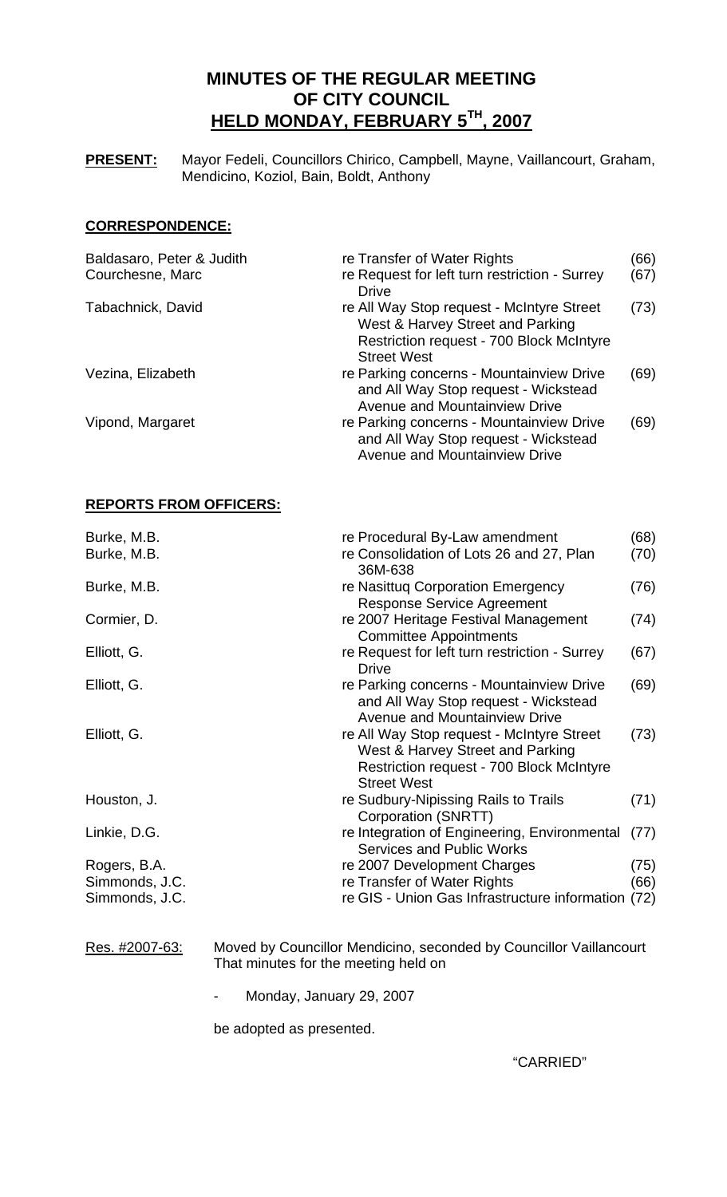# MINUTES OF THE REGULAR MEETING OF CITY COUNCIL HELD MONDAY, FEBRUARY 5TH, 2007

**PRESENT:** Mayor Fedeli, Councillors Chirico, Campbell, Mayne, Vaillancourt, Graham, Mendicino, Koziol, Bain, Boldt, Anthony

## CORRESPONDENCE:

| | | |
|---|---|---|
| Baldasaro, Peter & Judith | re Transfer of Water Rights | (66) |
| Courchesne, Marc | re Request for left turn restriction - Surrey Drive | (67) |
| Tabachnick, David | re All Way Stop request - McIntyre Street West & Harvey Street and Parking Restriction request - 700 Block McIntyre Street West | (73) |
| Vezina, Elizabeth | re Parking concerns - Mountainview Drive and All Way Stop request - Wickstead Avenue and Mountainview Drive | (69) |
| Vipond, Margaret | re Parking concerns - Mountainview Drive and All Way Stop request - Wickstead Avenue and Mountainview Drive | (69) |

## REPORTS FROM OFFICERS:

| | | |
|---|---|---|
| Burke, M.B. | re Procedural By-Law amendment | (68) |
| Burke, M.B. | re Consolidation of Lots 26 and 27, Plan 36M-638 | (70) |
| Burke, M.B. | re Nasittuq Corporation Emergency Response Service Agreement | (76) |
| Cormier, D. | re 2007 Heritage Festival Management Committee Appointments | (74) |
| Elliott, G. | re Request for left turn restriction - Surrey Drive | (67) |
| Elliott, G. | re Parking concerns - Mountainview Drive and All Way Stop request - Wickstead Avenue and Mountainview Drive | (69) |
| Elliott, G. | re All Way Stop request - McIntyre Street West & Harvey Street and Parking Restriction request - 700 Block McIntyre Street West | (73) |
| Houston, J. | re Sudbury-Nipissing Rails to Trails Corporation (SNRTT) | (71) |
| Linkie, D.G. | re Integration of Engineering, Environmental Services and Public Works | (77) |
| Rogers, B.A. | re 2007 Development Charges | (75) |
| Simmonds, J.C. | re Transfer of Water Rights | (66) |
| Simmonds, J.C. | re GIS - Union Gas Infrastructure information | (72) |

Res. #2007-63: Moved by Councillor Mendicino, seconded by Councillor Vaillancourt That minutes for the meeting held on

- Monday, January 29, 2007

be adopted as presented.

"CARRIED"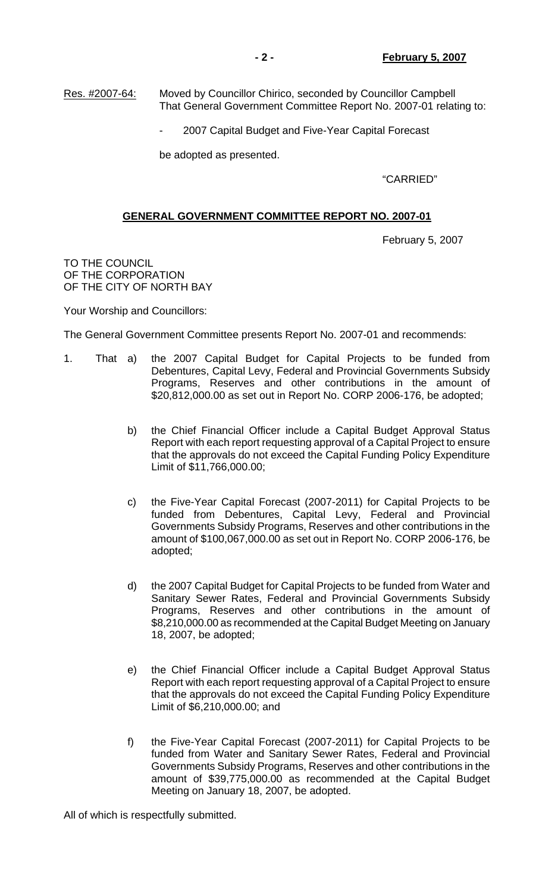Res. #2007-64: Moved by Councillor Chirico, seconded by Councillor Campbell That General Government Committee Report No. 2007-01 relating to:

- 2007 Capital Budget and Five-Year Capital Forecast

be adopted as presented.

"CARRIED"

## GENERAL GOVERNMENT COMMITTEE REPORT NO. 2007-01

February 5, 2007

TO THE COUNCIL
OF THE CORPORATION
OF THE CITY OF NORTH BAY

Your Worship and Councillors:

The General Government Committee presents Report No. 2007-01 and recommends:

1. That a) the 2007 Capital Budget for Capital Projects to be funded from Debentures, Capital Levy, Federal and Provincial Governments Subsidy Programs, Reserves and other contributions in the amount of $20,812,000.00 as set out in Report No. CORP 2006-176, be adopted;

   b) the Chief Financial Officer include a Capital Budget Approval Status Report with each report requesting approval of a Capital Project to ensure that the approvals do not exceed the Capital Funding Policy Expenditure Limit of $11,766,000.00;

   c) the Five-Year Capital Forecast (2007-2011) for Capital Projects to be funded from Debentures, Capital Levy, Federal and Provincial Governments Subsidy Programs, Reserves and other contributions in the amount of $100,067,000.00 as set out in Report No. CORP 2006-176, be adopted;

   d) the 2007 Capital Budget for Capital Projects to be funded from Water and Sanitary Sewer Rates, Federal and Provincial Governments Subsidy Programs, Reserves and other contributions in the amount of $8,210,000.00 as recommended at the Capital Budget Meeting on January 18, 2007, be adopted;

   e) the Chief Financial Officer include a Capital Budget Approval Status Report with each report requesting approval of a Capital Project to ensure that the approvals do not exceed the Capital Funding Policy Expenditure Limit of $6,210,000.00; and

   f) the Five-Year Capital Forecast (2007-2011) for Capital Projects to be funded from Water and Sanitary Sewer Rates, Federal and Provincial Governments Subsidy Programs, Reserves and other contributions in the amount of $39,775,000.00 as recommended at the Capital Budget Meeting on January 18, 2007, be adopted.

All of which is respectfully submitted.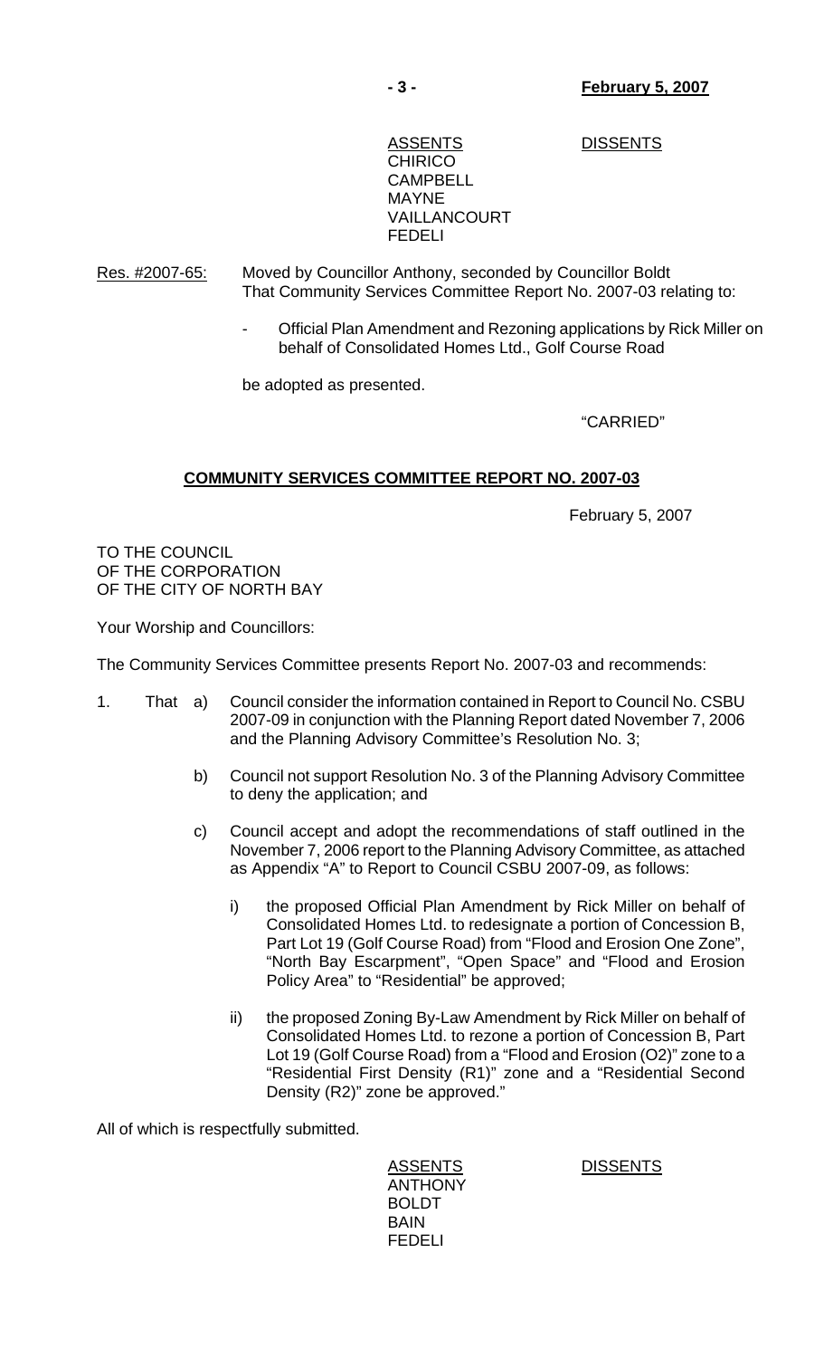| ASSENTS | DISSENTS |
|---|---|
| CHIRICO | |
| CAMPBELL | |
| MAYNE | |
| VAILLANCOURT | |
| FEDELI | |

Res. #2007-65: Moved by Councillor Anthony, seconded by Councillor Boldt
That Community Services Committee Report No. 2007-03 relating to:

- Official Plan Amendment and Rezoning applications by Rick Miller on behalf of Consolidated Homes Ltd., Golf Course Road

be adopted as presented.

"CARRIED"

## COMMUNITY SERVICES COMMITTEE REPORT NO. 2007-03

February 5, 2007

TO THE COUNCIL
OF THE CORPORATION
OF THE CITY OF NORTH BAY

Your Worship and Councillors:

The Community Services Committee presents Report No. 2007-03 and recommends:

1. That
   a) Council consider the information contained in Report to Council No. CSBU 2007-09 in conjunction with the Planning Report dated November 7, 2006 and the Planning Advisory Committee's Resolution No. 3;

   b) Council not support Resolution No. 3 of the Planning Advisory Committee to deny the application; and

   c) Council accept and adopt the recommendations of staff outlined in the November 7, 2006 report to the Planning Advisory Committee, as attached as Appendix "A" to Report to Council CSBU 2007-09, as follows:

      i) the proposed Official Plan Amendment by Rick Miller on behalf of Consolidated Homes Ltd. to redesignate a portion of Concession B, Part Lot 19 (Golf Course Road) from "Flood and Erosion One Zone", "North Bay Escarpment", "Open Space" and "Flood and Erosion Policy Area" to "Residential" be approved;

      ii) the proposed Zoning By-Law Amendment by Rick Miller on behalf of Consolidated Homes Ltd. to rezone a portion of Concession B, Part Lot 19 (Golf Course Road) from a "Flood and Erosion (O2)" zone to a "Residential First Density (R1)" zone and a "Residential Second Density (R2)" zone be approved."

All of which is respectfully submitted.

| ASSENTS | DISSENTS |
|---|---|
| ANTHONY | |
| BOLDT | |
| BAIN | |
| FEDELI | |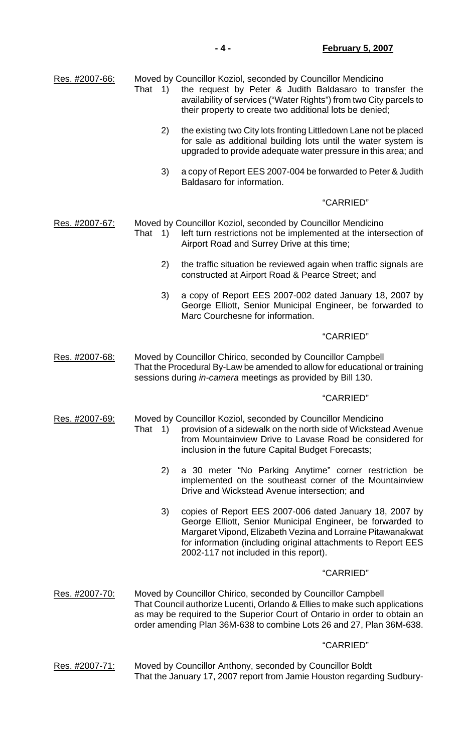Res. #2007-66: Moved by Councillor Koziol, seconded by Councillor Mendicino

That 1) the request by Peter & Judith Baldasaro to transfer the availability of services ("Water Rights") from two City parcels to their property to create two additional lots be denied;

2) the existing two City lots fronting Littledown Lane not be placed for sale as additional building lots until the water system is upgraded to provide adequate water pressure in this area; and

3) a copy of Report EES 2007-004 be forwarded to Peter & Judith Baldasaro for information.

"CARRIED"

Res. #2007-67: Moved by Councillor Koziol, seconded by Councillor Mendicino

That 1) left turn restrictions not be implemented at the intersection of Airport Road and Surrey Drive at this time;

2) the traffic situation be reviewed again when traffic signals are constructed at Airport Road & Pearce Street; and

3) a copy of Report EES 2007-002 dated January 18, 2007 by George Elliott, Senior Municipal Engineer, be forwarded to Marc Courchesne for information.

"CARRIED"

Res. #2007-68: Moved by Councillor Chirico, seconded by Councillor Campbell

That the Procedural By-Law be amended to allow for educational or training sessions during *in-camera* meetings as provided by Bill 130.

"CARRIED"

Res. #2007-69: Moved by Councillor Koziol, seconded by Councillor Mendicino

That 1) provision of a sidewalk on the north side of Wickstead Avenue from Mountainview Drive to Lavase Road be considered for inclusion in the future Capital Budget Forecasts;

2) a 30 meter "No Parking Anytime" corner restriction be implemented on the southeast corner of the Mountainview Drive and Wickstead Avenue intersection; and

3) copies of Report EES 2007-006 dated January 18, 2007 by George Elliott, Senior Municipal Engineer, be forwarded to Margaret Vipond, Elizabeth Vezina and Lorraine Pitawanakwat for information (including original attachments to Report EES 2002-117 not included in this report).

"CARRIED"

Res. #2007-70: Moved by Councillor Chirico, seconded by Councillor Campbell

That Council authorize Lucenti, Orlando & Ellies to make such applications as may be required to the Superior Court of Ontario in order to obtain an order amending Plan 36M-638 to combine Lots 26 and 27, Plan 36M-638.

"CARRIED"

Res. #2007-71: Moved by Councillor Anthony, seconded by Councillor Boldt

That the January 17, 2007 report from Jamie Houston regarding Sudbury-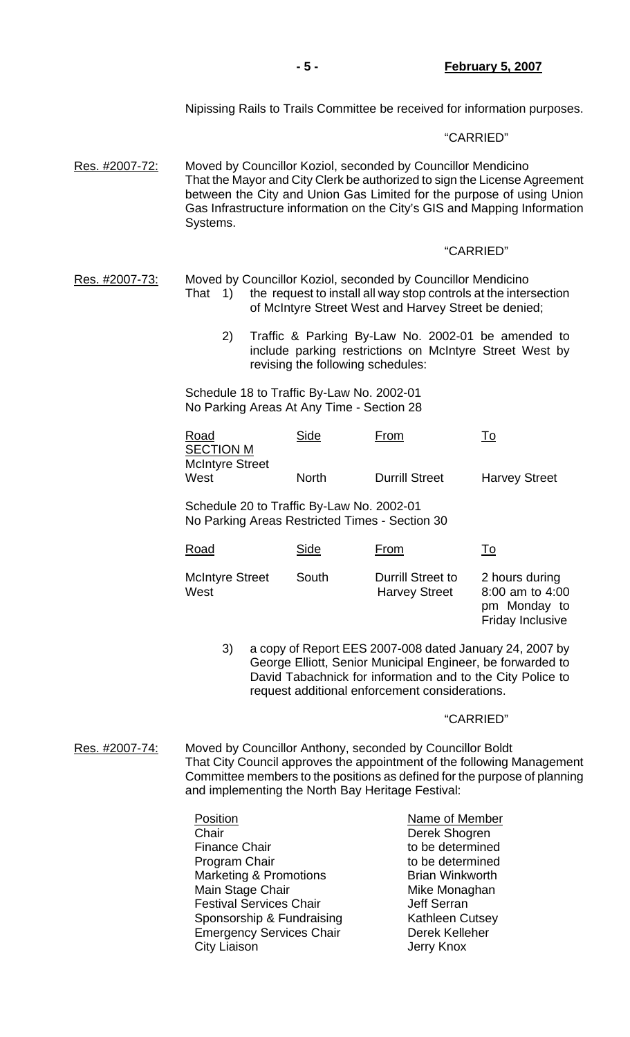Nipissing Rails to Trails Committee be received for information purposes.

"CARRIED"

Res. #2007-72: Moved by Councillor Koziol, seconded by Councillor Mendicino That the Mayor and City Clerk be authorized to sign the License Agreement between the City and Union Gas Limited for the purpose of using Union Gas Infrastructure information on the City's GIS and Mapping Information Systems.

"CARRIED"

Res. #2007-73: Moved by Councillor Koziol, seconded by Councillor Mendicino

That 1) the request to install all way stop controls at the intersection of McIntyre Street West and Harvey Street be denied;

2) Traffic & Parking By-Law No. 2002-01 be amended to include parking restrictions on McIntyre Street West by revising the following schedules:

Schedule 18 to Traffic By-Law No. 2002-01
No Parking Areas At Any Time - Section 28

| Road | Side | From | To |
|---|---|---|---|
| SECTION M | | | |
| McIntyre Street West | North | Durrill Street | Harvey Street |

Schedule 20 to Traffic By-Law No. 2002-01
No Parking Areas Restricted Times - Section 30

| Road | Side | From | To |
|---|---|---|---|
| McIntyre Street West | South | Durrill Street to Harvey Street | 2 hours during 8:00 am to 4:00 pm Monday to Friday Inclusive |

3) a copy of Report EES 2007-008 dated January 24, 2007 by George Elliott, Senior Municipal Engineer, be forwarded to David Tabachnick for information and to the City Police to request additional enforcement considerations.

"CARRIED"

Res. #2007-74: Moved by Councillor Anthony, seconded by Councillor Boldt That City Council approves the appointment of the following Management Committee members to the positions as defined for the purpose of planning and implementing the North Bay Heritage Festival:

| Position | Name of Member |
|---|---|
| Chair | Derek Shogren |
| Finance Chair | to be determined |
| Program Chair | to be determined |
| Marketing & Promotions | Brian Winkworth |
| Main Stage Chair | Mike Monaghan |
| Festival Services Chair | Jeff Serran |
| Sponsorship & Fundraising | Kathleen Cutsey |
| Emergency Services Chair | Derek Kelleher |
| City Liaison | Jerry Knox |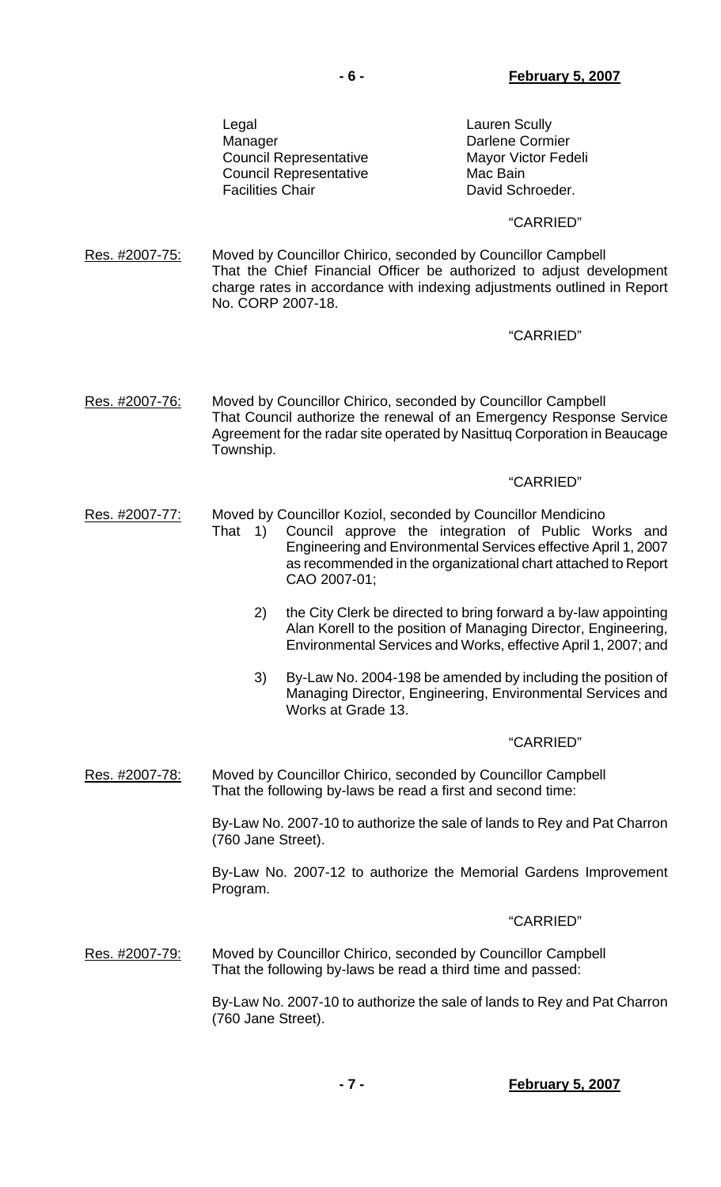| | |
|---|---|
| Legal | Lauren Scully |
| Manager | Darlene Cormier |
| Council Representative | Mayor Victor Fedeli |
| Council Representative | Mac Bain |
| Facilities Chair | David Schroeder. |

"CARRIED"

Res. #2007-75: Moved by Councillor Chirico, seconded by Councillor Campbell
That the Chief Financial Officer be authorized to adjust development charge rates in accordance with indexing adjustments outlined in Report No. CORP 2007-18.

"CARRIED"

Res. #2007-76: Moved by Councillor Chirico, seconded by Councillor Campbell
That Council authorize the renewal of an Emergency Response Service Agreement for the radar site operated by Nasittuq Corporation in Beaucage Township.

"CARRIED"

Res. #2007-77: Moved by Councillor Koziol, seconded by Councillor Mendicino
That 1) Council approve the integration of Public Works and Engineering and Environmental Services effective April 1, 2007 as recommended in the organizational chart attached to Report CAO 2007-01;

2) the City Clerk be directed to bring forward a by-law appointing Alan Korell to the position of Managing Director, Engineering, Environmental Services and Works, effective April 1, 2007; and

3) By-Law No. 2004-198 be amended by including the position of Managing Director, Engineering, Environmental Services and Works at Grade 13.

"CARRIED"

Res. #2007-78: Moved by Councillor Chirico, seconded by Councillor Campbell
That the following by-laws be read a first and second time:

By-Law No. 2007-10 to authorize the sale of lands to Rey and Pat Charron (760 Jane Street).

By-Law No. 2007-12 to authorize the Memorial Gardens Improvement Program.

"CARRIED"

Res. #2007-79: Moved by Councillor Chirico, seconded by Councillor Campbell
That the following by-laws be read a third time and passed:

By-Law No. 2007-10 to authorize the sale of lands to Rey and Pat Charron (760 Jane Street).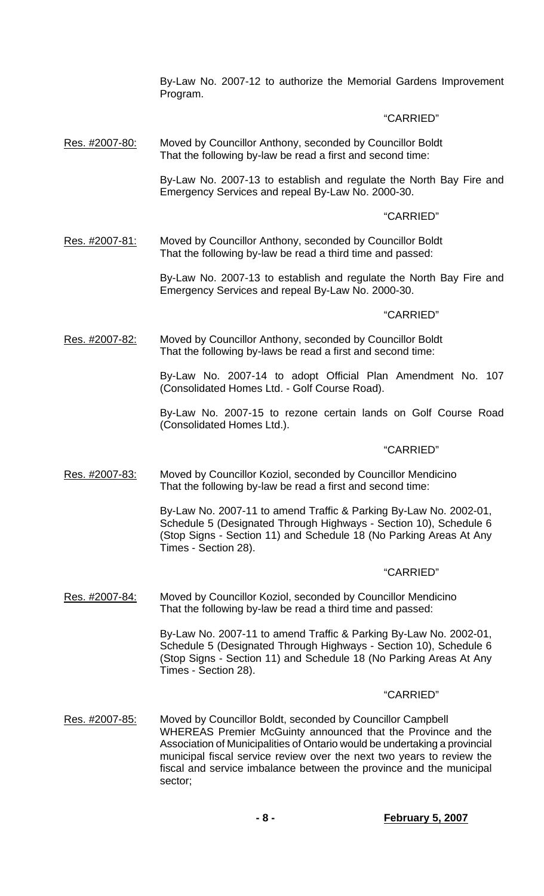By-Law No. 2007-12 to authorize the Memorial Gardens Improvement Program.

"CARRIED"

Res. #2007-80: Moved by Councillor Anthony, seconded by Councillor Boldt
That the following by-law be read a first and second time:

By-Law No. 2007-13 to establish and regulate the North Bay Fire and Emergency Services and repeal By-Law No. 2000-30.

"CARRIED"

Res. #2007-81: Moved by Councillor Anthony, seconded by Councillor Boldt
That the following by-law be read a third time and passed:

By-Law No. 2007-13 to establish and regulate the North Bay Fire and Emergency Services and repeal By-Law No. 2000-30.

"CARRIED"

Res. #2007-82: Moved by Councillor Anthony, seconded by Councillor Boldt
That the following by-laws be read a first and second time:

By-Law No. 2007-14 to adopt Official Plan Amendment No. 107 (Consolidated Homes Ltd. - Golf Course Road).

By-Law No. 2007-15 to rezone certain lands on Golf Course Road (Consolidated Homes Ltd.).

"CARRIED"

Res. #2007-83: Moved by Councillor Koziol, seconded by Councillor Mendicino
That the following by-law be read a first and second time:

By-Law No. 2007-11 to amend Traffic & Parking By-Law No. 2002-01, Schedule 5 (Designated Through Highways - Section 10), Schedule 6 (Stop Signs - Section 11) and Schedule 18 (No Parking Areas At Any Times - Section 28).

"CARRIED"

Res. #2007-84: Moved by Councillor Koziol, seconded by Councillor Mendicino
That the following by-law be read a third time and passed:

By-Law No. 2007-11 to amend Traffic & Parking By-Law No. 2002-01, Schedule 5 (Designated Through Highways - Section 10), Schedule 6 (Stop Signs - Section 11) and Schedule 18 (No Parking Areas At Any Times - Section 28).

"CARRIED"

Res. #2007-85: Moved by Councillor Boldt, seconded by Councillor Campbell
WHEREAS Premier McGuinty announced that the Province and the Association of Municipalities of Ontario would be undertaking a provincial municipal fiscal service review over the next two years to review the fiscal and service imbalance between the province and the municipal sector;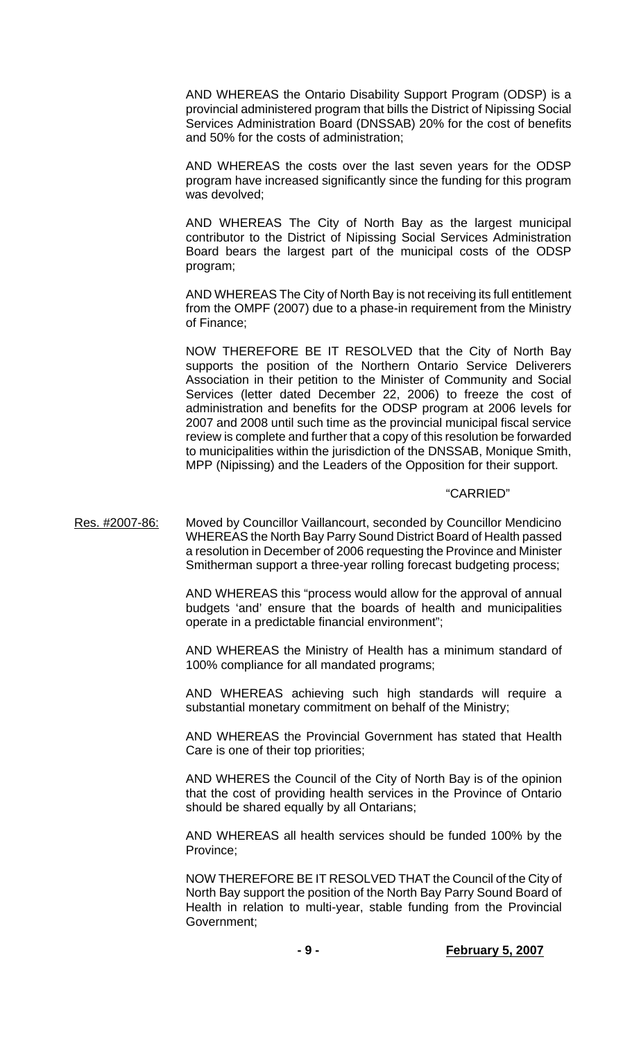AND WHEREAS the Ontario Disability Support Program (ODSP) is a provincial administered program that bills the District of Nipissing Social Services Administration Board (DNSSAB) 20% for the cost of benefits and 50% for the costs of administration;

AND WHEREAS the costs over the last seven years for the ODSP program have increased significantly since the funding for this program was devolved;

AND WHEREAS The City of North Bay as the largest municipal contributor to the District of Nipissing Social Services Administration Board bears the largest part of the municipal costs of the ODSP program;

AND WHEREAS The City of North Bay is not receiving its full entitlement from the OMPF (2007) due to a phase-in requirement from the Ministry of Finance;

NOW THEREFORE BE IT RESOLVED that the City of North Bay supports the position of the Northern Ontario Service Deliverers Association in their petition to the Minister of Community and Social Services (letter dated December 22, 2006) to freeze the cost of administration and benefits for the ODSP program at 2006 levels for 2007 and 2008 until such time as the provincial municipal fiscal service review is complete and further that a copy of this resolution be forwarded to municipalities within the jurisdiction of the DNSSAB, Monique Smith, MPP (Nipissing) and the Leaders of the Opposition for their support.

"CARRIED"

Res. #2007-86: Moved by Councillor Vaillancourt, seconded by Councillor Mendicino WHEREAS the North Bay Parry Sound District Board of Health passed a resolution in December of 2006 requesting the Province and Minister Smitherman support a three-year rolling forecast budgeting process;

AND WHEREAS this "process would allow for the approval of annual budgets 'and' ensure that the boards of health and municipalities operate in a predictable financial environment";

AND WHEREAS the Ministry of Health has a minimum standard of 100% compliance for all mandated programs;

AND WHEREAS achieving such high standards will require a substantial monetary commitment on behalf of the Ministry;

AND WHEREAS the Provincial Government has stated that Health Care is one of their top priorities;

AND WHERES the Council of the City of North Bay is of the opinion that the cost of providing health services in the Province of Ontario should be shared equally by all Ontarians;

AND WHEREAS all health services should be funded 100% by the Province;

NOW THEREFORE BE IT RESOLVED THAT the Council of the City of North Bay support the position of the North Bay Parry Sound Board of Health in relation to multi-year, stable funding from the Provincial Government;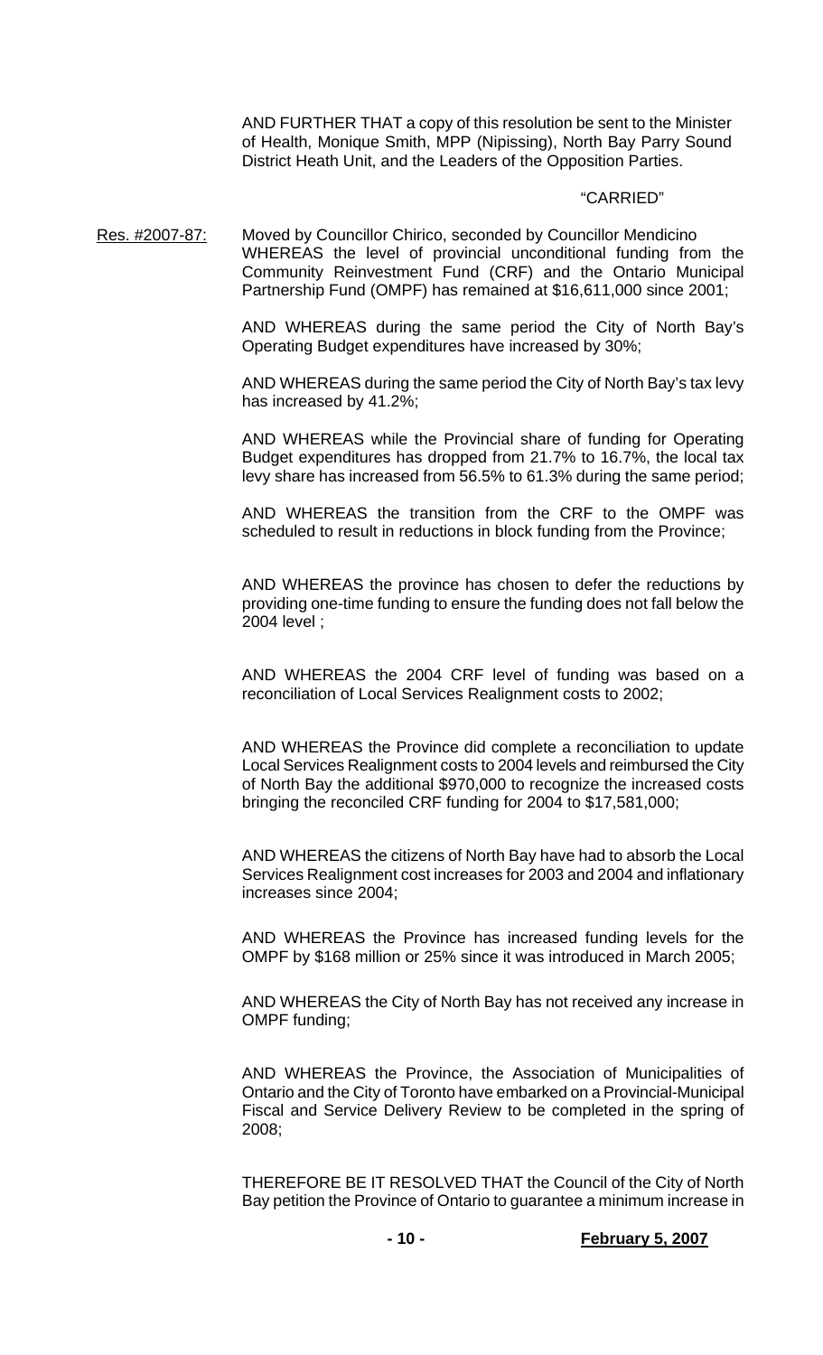AND FURTHER THAT a copy of this resolution be sent to the Minister of Health, Monique Smith, MPP (Nipissing), North Bay Parry Sound District Heath Unit, and the Leaders of the Opposition Parties.

"CARRIED"

Res. #2007-87: Moved by Councillor Chirico, seconded by Councillor Mendicino WHEREAS the level of provincial unconditional funding from the Community Reinvestment Fund (CRF) and the Ontario Municipal Partnership Fund (OMPF) has remained at $16,611,000 since 2001;

AND WHEREAS during the same period the City of North Bay's Operating Budget expenditures have increased by 30%;

AND WHEREAS during the same period the City of North Bay's tax levy has increased by 41.2%;

AND WHEREAS while the Provincial share of funding for Operating Budget expenditures has dropped from 21.7% to 16.7%, the local tax levy share has increased from 56.5% to 61.3% during the same period;

AND WHEREAS the transition from the CRF to the OMPF was scheduled to result in reductions in block funding from the Province;

AND WHEREAS the province has chosen to defer the reductions by providing one-time funding to ensure the funding does not fall below the 2004 level ;

AND WHEREAS the 2004 CRF level of funding was based on a reconciliation of Local Services Realignment costs to 2002;

AND WHEREAS the Province did complete a reconciliation to update Local Services Realignment costs to 2004 levels and reimbursed the City of North Bay the additional $970,000 to recognize the increased costs bringing the reconciled CRF funding for 2004 to $17,581,000;

AND WHEREAS the citizens of North Bay have had to absorb the Local Services Realignment cost increases for 2003 and 2004 and inflationary increases since 2004;

AND WHEREAS the Province has increased funding levels for the OMPF by $168 million or 25% since it was introduced in March 2005;

AND WHEREAS the City of North Bay has not received any increase in OMPF funding;

AND WHEREAS the Province, the Association of Municipalities of Ontario and the City of Toronto have embarked on a Provincial-Municipal Fiscal and Service Delivery Review to be completed in the spring of 2008;

THEREFORE BE IT RESOLVED THAT the Council of the City of North Bay petition the Province of Ontario to guarantee a minimum increase in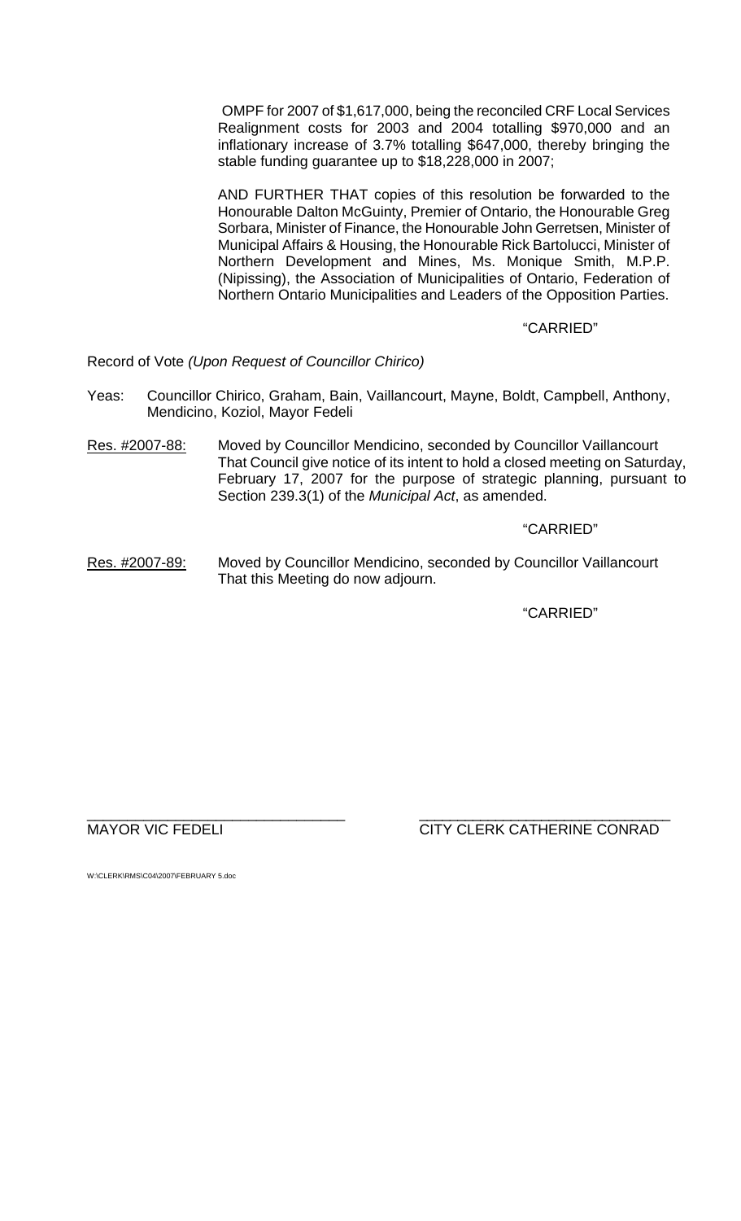OMPF for 2007 of $1,617,000, being the reconciled CRF Local Services Realignment costs for 2003 and 2004 totalling $970,000 and an inflationary increase of 3.7% totalling $647,000, thereby bringing the stable funding guarantee up to $18,228,000 in 2007;

AND FURTHER THAT copies of this resolution be forwarded to the Honourable Dalton McGuinty, Premier of Ontario, the Honourable Greg Sorbara, Minister of Finance, the Honourable John Gerretsen, Minister of Municipal Affairs & Housing, the Honourable Rick Bartolucci, Minister of Northern Development and Mines, Ms. Monique Smith, M.P.P. (Nipissing), the Association of Municipalities of Ontario, Federation of Northern Ontario Municipalities and Leaders of the Opposition Parties.

"CARRIED"

Record of Vote *(Upon Request of Councillor Chirico)*

Yeas: Councillor Chirico, Graham, Bain, Vaillancourt, Mayne, Boldt, Campbell, Anthony, Mendicino, Koziol, Mayor Fedeli

Res. #2007-88: Moved by Councillor Mendicino, seconded by Councillor Vaillancourt That Council give notice of its intent to hold a closed meeting on Saturday, February 17, 2007 for the purpose of strategic planning, pursuant to Section 239.3(1) of the *Municipal Act*, as amended.

"CARRIED"

Res. #2007-89: Moved by Councillor Mendicino, seconded by Councillor Vaillancourt That this Meeting do now adjourn.

"CARRIED"

\_\_\_\_\_\_\_\_\_\_\_\_\_\_\_\_\_\_\_\_\_\_\_\_\_\_\_\_\_\_\_\_ \_\_\_\_\_\_\_\_\_\_\_\_\_\_\_\_\_\_\_\_\_\_\_\_\_\_\_\_\_\_\_\_

MAYOR VIC FEDELI CITY CLERK CATHERINE CONRAD

W:\CLERK\RMS\C04\2007\FEBRUARY 5.doc